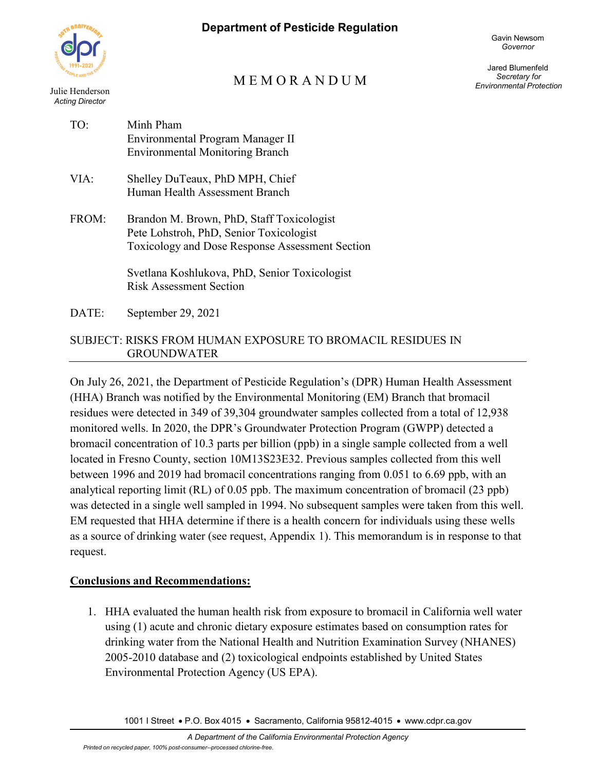# Department of Pesticide Regulation

Julie Henderson
*Acting Director*

Gavin Newsom
*Governor*

Jared Blumenfeld
*Secretary for Environmental Protection*

## M E M O R A N D U M

TO: Minh Pham
Environmental Program Manager II
Environmental Monitoring Branch

VIA: Shelley DuTeaux, PhD MPH, Chief
Human Health Assessment Branch

FROM: Brandon M. Brown, PhD, Staff Toxicologist
Pete Lohstroh, PhD, Senior Toxicologist
Toxicology and Dose Response Assessment Section

Svetlana Koshlukova, PhD, Senior Toxicologist
Risk Assessment Section

DATE: September 29, 2021

SUBJECT: RISKS FROM HUMAN EXPOSURE TO BROMACIL RESIDUES IN GROUNDWATER

---

On July 26, 2021, the Department of Pesticide Regulation's (DPR) Human Health Assessment (HHA) Branch was notified by the Environmental Monitoring (EM) Branch that bromacil residues were detected in 349 of 39,304 groundwater samples collected from a total of 12,938 monitored wells. In 2020, the DPR's Groundwater Protection Program (GWPP) detected a bromacil concentration of 10.3 parts per billion (ppb) in a single sample collected from a well located in Fresno County, section 10M13S23E32. Previous samples collected from this well between 1996 and 2019 had bromacil concentrations ranging from 0.051 to 6.69 ppb, with an analytical reporting limit (RL) of 0.05 ppb. The maximum concentration of bromacil (23 ppb) was detected in a single well sampled in 1994. No subsequent samples were taken from this well. EM requested that HHA determine if there is a health concern for individuals using these wells as a source of drinking water (see request, Appendix 1). This memorandum is in response to that request.

**Conclusions and Recommendations:**

1. HHA evaluated the human health risk from exposure to bromacil in California well water using (1) acute and chronic dietary exposure estimates based on consumption rates for drinking water from the National Health and Nutrition Examination Survey (NHANES) 2005-2010 database and (2) toxicological endpoints established by United States Environmental Protection Agency (US EPA).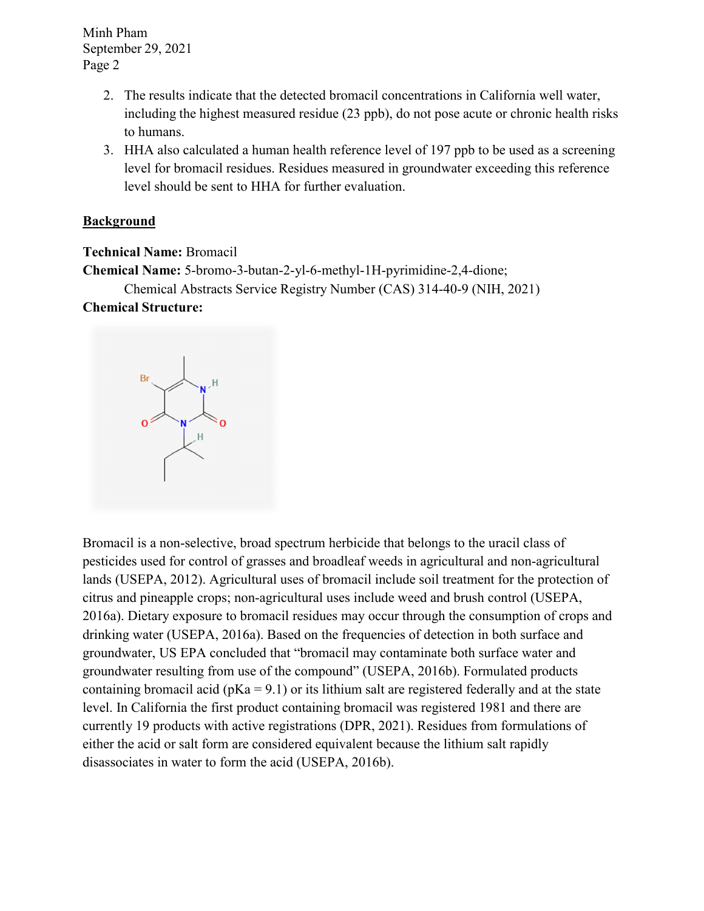2. The results indicate that the detected bromacil concentrations in California well water, including the highest measured residue (23 ppb), do not pose acute or chronic health risks to humans.
3. HHA also calculated a human health reference level of 197 ppb to be used as a screening level for bromacil residues. Residues measured in groundwater exceeding this reference level should be sent to HHA for further evaluation.

## Background

**Technical Name:** Bromacil

**Chemical Name:** 5-bromo-3-butan-2-yl-6-methyl-1H-pyrimidine-2,4-dione;
Chemical Abstracts Service Registry Number (CAS) 314-40-9 (NIH, 2021)

**Chemical Structure:**

Bromacil is a non-selective, broad spectrum herbicide that belongs to the uracil class of pesticides used for control of grasses and broadleaf weeds in agricultural and non-agricultural lands (USEPA, 2012). Agricultural uses of bromacil include soil treatment for the protection of citrus and pineapple crops; non-agricultural uses include weed and brush control (USEPA, 2016a). Dietary exposure to bromacil residues may occur through the consumption of crops and drinking water (USEPA, 2016a). Based on the frequencies of detection in both surface and groundwater, US EPA concluded that "bromacil may contaminate both surface water and groundwater resulting from use of the compound" (USEPA, 2016b). Formulated products containing bromacil acid (pKa = 9.1) or its lithium salt are registered federally and at the state level. In California the first product containing bromacil was registered 1981 and there are currently 19 products with active registrations (DPR, 2021). Residues from formulations of either the acid or salt form are considered equivalent because the lithium salt rapidly disassociates in water to form the acid (USEPA, 2016b).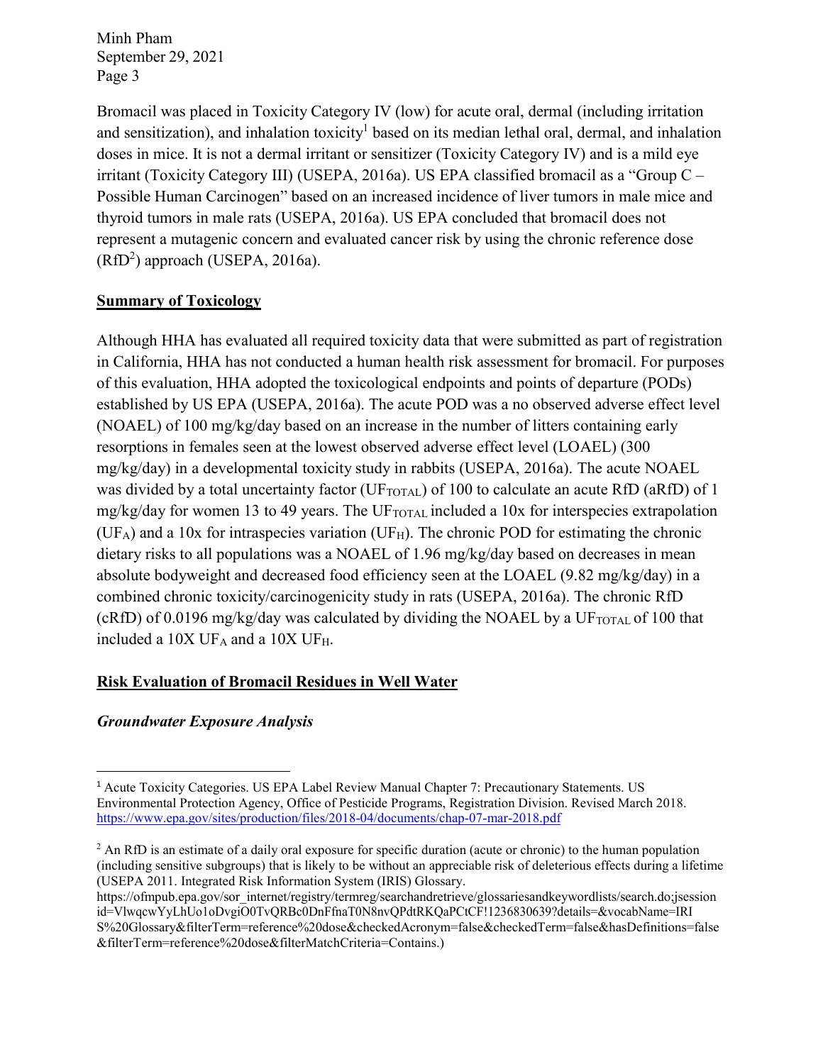Bromacil was placed in Toxicity Category IV (low) for acute oral, dermal (including irritation and sensitization), and inhalation toxicity[1] based on its median lethal oral, dermal, and inhalation doses in mice. It is not a dermal irritant or sensitizer (Toxicity Category IV) and is a mild eye irritant (Toxicity Category III) (USEPA, 2016a). US EPA classified bromacil as a "Group C – Possible Human Carcinogen" based on an increased incidence of liver tumors in male mice and thyroid tumors in male rats (USEPA, 2016a). US EPA concluded that bromacil does not represent a mutagenic concern and evaluated cancer risk by using the chronic reference dose (RfD[2]) approach (USEPA, 2016a).

## **Summary of Toxicology**

Although HHA has evaluated all required toxicity data that were submitted as part of registration in California, HHA has not conducted a human health risk assessment for bromacil. For purposes of this evaluation, HHA adopted the toxicological endpoints and points of departure (PODs) established by US EPA (USEPA, 2016a). The acute POD was a no observed adverse effect level (NOAEL) of 100 mg/kg/day based on an increase in the number of litters containing early resorptions in females seen at the lowest observed adverse effect level (LOAEL) (300 mg/kg/day) in a developmental toxicity study in rabbits (USEPA, 2016a). The acute NOAEL was divided by a total uncertainty factor ($UF_{TOTAL}$) of 100 to calculate an acute RfD (aRfD) of 1 mg/kg/day for women 13 to 49 years. The $UF_{TOTAL}$ included a 10x for interspecies extrapolation ($UF_A$) and a 10x for intraspecies variation ($UF_H$). The chronic POD for estimating the chronic dietary risks to all populations was a NOAEL of 1.96 mg/kg/day based on decreases in mean absolute bodyweight and decreased food efficiency seen at the LOAEL (9.82 mg/kg/day) in a combined chronic toxicity/carcinogenicity study in rats (USEPA, 2016a). The chronic RfD (cRfD) of 0.0196 mg/kg/day was calculated by dividing the NOAEL by a $UF_{TOTAL}$ of 100 that included a 10X $UF_A$ and a 10X $UF_H$.

## **Risk Evaluation of Bromacil Residues in Well Water**

### ***Groundwater Exposure Analysis***

---

[1] Acute Toxicity Categories. US EPA Label Review Manual Chapter 7: Precautionary Statements. US Environmental Protection Agency, Office of Pesticide Programs, Registration Division. Revised March 2018. https://www.epa.gov/sites/production/files/2018-04/documents/chap-07-mar-2018.pdf

[2] An RfD is an estimate of a daily oral exposure for specific duration (acute or chronic) to the human population (including sensitive subgroups) that is likely to be without an appreciable risk of deleterious effects during a lifetime (USEPA 2011. Integrated Risk Information System (IRIS) Glossary. https://ofmpub.epa.gov/sor_internet/registry/termreg/searchandretrieve/glossariesandkeywordlists/search.do;jsessionid=VlwqcwYyLhUo1oDvgiO0TvQRBc0DnFfnaT0N8nvQPdtRKQaPCtCF!1236830639?details=&vocabName=IRIS%20Glossary&filterTerm=reference%20dose&checkedAcronym=false&checkedTerm=false&hasDefinitions=false&filterTerm=reference%20dose&filterMatchCriteria=Contains.)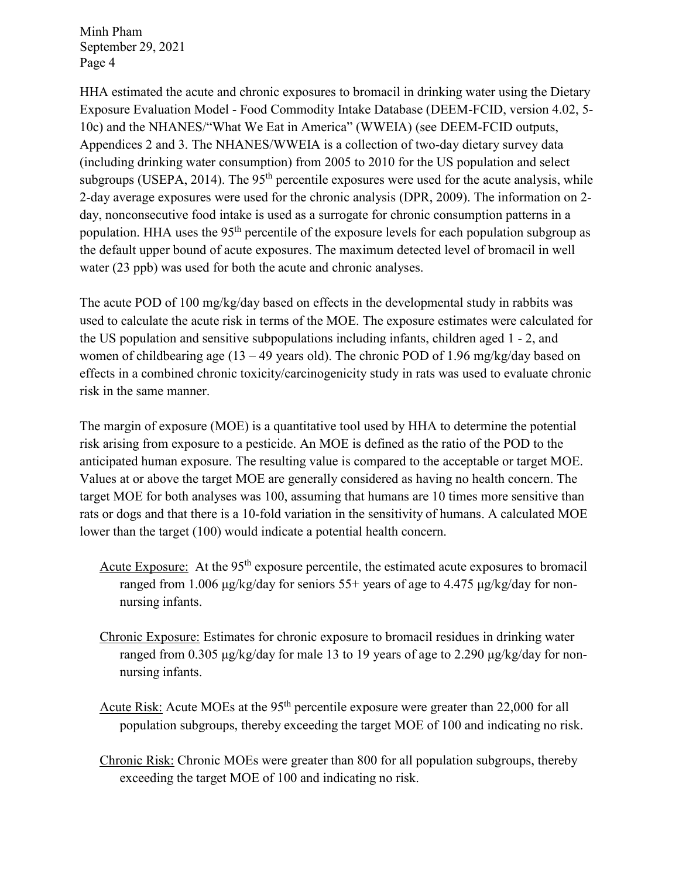HHA estimated the acute and chronic exposures to bromacil in drinking water using the Dietary Exposure Evaluation Model - Food Commodity Intake Database (DEEM-FCID, version 4.02, 5-10c) and the NHANES/"What We Eat in America" (WWEIA) (see DEEM-FCID outputs, Appendices 2 and 3. The NHANES/WWEIA is a collection of two-day dietary survey data (including drinking water consumption) from 2005 to 2010 for the US population and select subgroups (USEPA, 2014). The 95$^{th}$ percentile exposures were used for the acute analysis, while 2-day average exposures were used for the chronic analysis (DPR, 2009). The information on 2-day, nonconsecutive food intake is used as a surrogate for chronic consumption patterns in a population. HHA uses the 95$^{th}$ percentile of the exposure levels for each population subgroup as the default upper bound of acute exposures. The maximum detected level of bromacil in well water (23 ppb) was used for both the acute and chronic analyses.

The acute POD of 100 mg/kg/day based on effects in the developmental study in rabbits was used to calculate the acute risk in terms of the MOE. The exposure estimates were calculated for the US population and sensitive subpopulations including infants, children aged 1 - 2, and women of childbearing age (13 – 49 years old). The chronic POD of 1.96 mg/kg/day based on effects in a combined chronic toxicity/carcinogenicity study in rats was used to evaluate chronic risk in the same manner.

The margin of exposure (MOE) is a quantitative tool used by HHA to determine the potential risk arising from exposure to a pesticide. An MOE is defined as the ratio of the POD to the anticipated human exposure. The resulting value is compared to the acceptable or target MOE. Values at or above the target MOE are generally considered as having no health concern. The target MOE for both analyses was 100, assuming that humans are 10 times more sensitive than rats or dogs and that there is a 10-fold variation in the sensitivity of humans. A calculated MOE lower than the target (100) would indicate a potential health concern.

<u>Acute Exposure:</u> At the 95$^{th}$ exposure percentile, the estimated acute exposures to bromacil ranged from 1.006 µg/kg/day for seniors 55+ years of age to 4.475 µg/kg/day for non-nursing infants.

<u>Chronic Exposure:</u> Estimates for chronic exposure to bromacil residues in drinking water ranged from 0.305 µg/kg/day for male 13 to 19 years of age to 2.290 µg/kg/day for non-nursing infants.

<u>Acute Risk:</u> Acute MOEs at the 95$^{th}$ percentile exposure were greater than 22,000 for all population subgroups, thereby exceeding the target MOE of 100 and indicating no risk.

<u>Chronic Risk:</u> Chronic MOEs were greater than 800 for all population subgroups, thereby exceeding the target MOE of 100 and indicating no risk.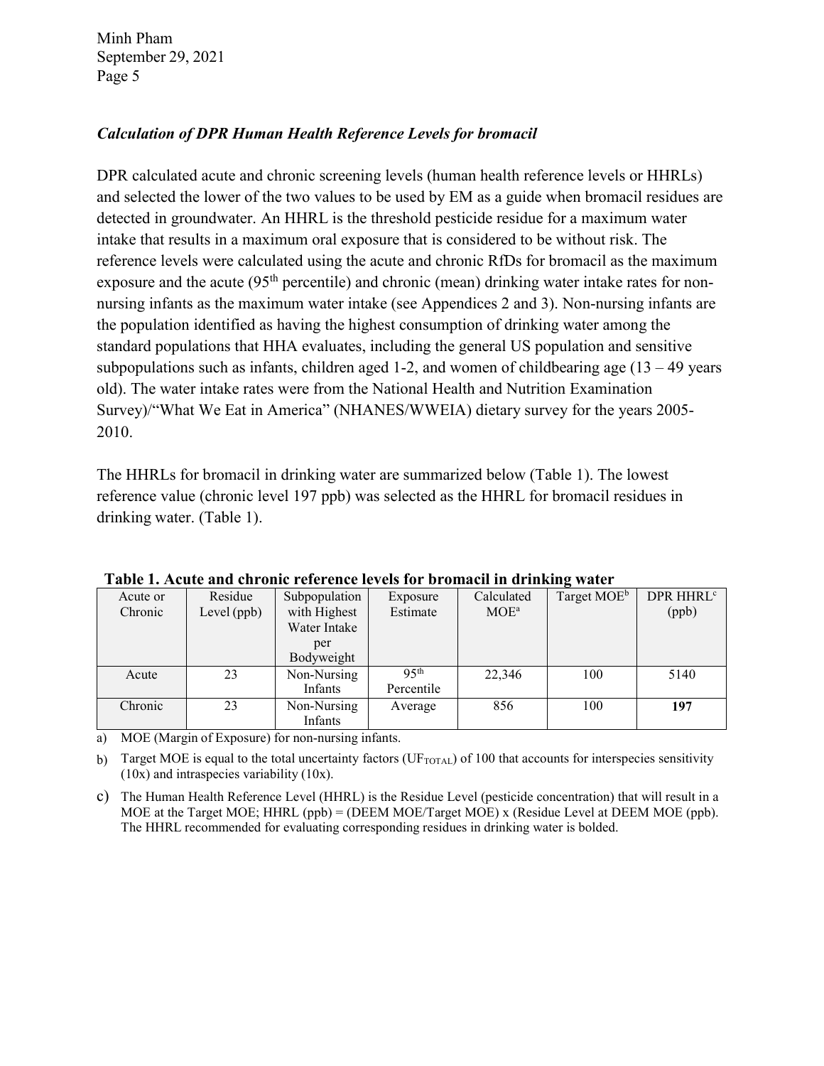### *Calculation of DPR Human Health Reference Levels for bromacil*

DPR calculated acute and chronic screening levels (human health reference levels or HHRLs) and selected the lower of the two values to be used by EM as a guide when bromacil residues are detected in groundwater. An HHRL is the threshold pesticide residue for a maximum water intake that results in a maximum oral exposure that is considered to be without risk. The reference levels were calculated using the acute and chronic RfDs for bromacil as the maximum exposure and the acute (95th percentile) and chronic (mean) drinking water intake rates for non-nursing infants as the maximum water intake (see Appendices 2 and 3). Non-nursing infants are the population identified as having the highest consumption of drinking water among the standard populations that HHA evaluates, including the general US population and sensitive subpopulations such as infants, children aged 1-2, and women of childbearing age (13 – 49 years old). The water intake rates were from the National Health and Nutrition Examination Survey)/"What We Eat in America" (NHANES/WWEIA) dietary survey for the years 2005-2010.

The HHRLs for bromacil in drinking water are summarized below (Table 1). The lowest reference value (chronic level 197 ppb) was selected as the HHRL for bromacil residues in drinking water. (Table 1).

**Table 1. Acute and chronic reference levels for bromacil in drinking water**

| Acute or Chronic | Residue Level (ppb) | Subpopulation with Highest Water Intake per Bodyweight | Exposure Estimate | Calculated MOE[a] | Target MOE[b] | DPR HHRL[c] (ppb) |
|---|---|---|---|---|---|---|
| Acute | 23 | Non-Nursing Infants | 95th Percentile | 22,346 | 100 | 5140 |
| Chronic | 23 | Non-Nursing Infants | Average | 856 | 100 | **197** |

a) MOE (Margin of Exposure) for non-nursing infants.

b) Target MOE is equal to the total uncertainty factors ($UF_{TOTAL}$) of 100 that accounts for interspecies sensitivity (10x) and intraspecies variability (10x).

c) The Human Health Reference Level (HHRL) is the Residue Level (pesticide concentration) that will result in a MOE at the Target MOE; HHRL (ppb) = (DEEM MOE/Target MOE) x (Residue Level at DEEM MOE (ppb). The HHRL recommended for evaluating corresponding residues in drinking water is bolded.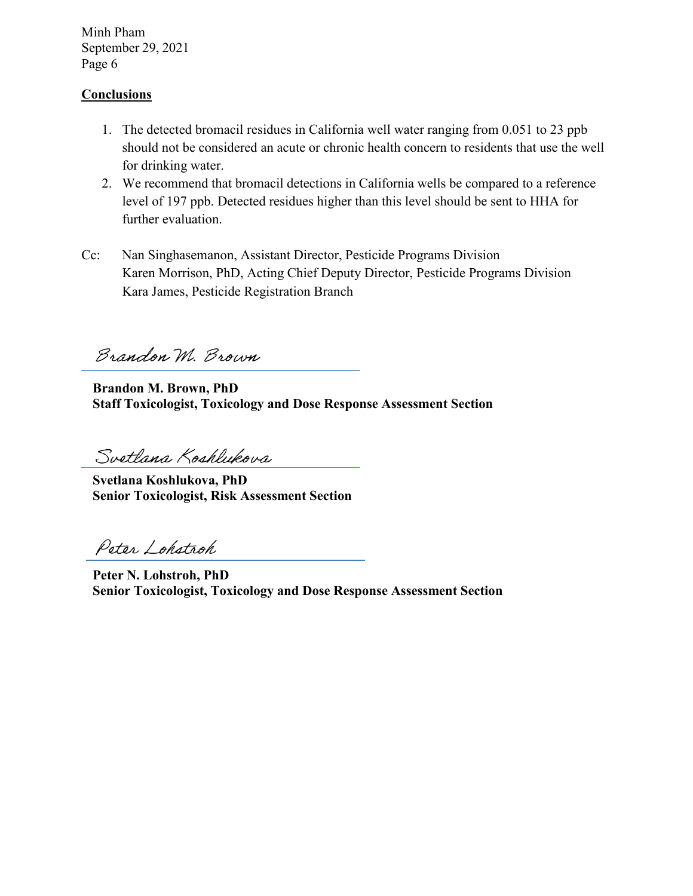**Conclusions**

1. The detected bromacil residues in California well water ranging from 0.051 to 23 ppb should not be considered an acute or chronic health concern to residents that use the well for drinking water.
2. We recommend that bromacil detections in California wells be compared to a reference level of 197 ppb. Detected residues higher than this level should be sent to HHA for further evaluation.

Cc: Nan Singhasemanon, Assistant Director, Pesticide Programs Division
Karen Morrison, PhD, Acting Chief Deputy Director, Pesticide Programs Division
Kara James, Pesticide Registration Branch

Brandon M. Brown

**Brandon M. Brown, PhD**
**Staff Toxicologist, Toxicology and Dose Response Assessment Section**

Svetlana Koshlukova

**Svetlana Koshlukova, PhD**
**Senior Toxicologist, Risk Assessment Section**

Peter Lohstroh

**Peter N. Lohstroh, PhD**
**Senior Toxicologist, Toxicology and Dose Response Assessment Section**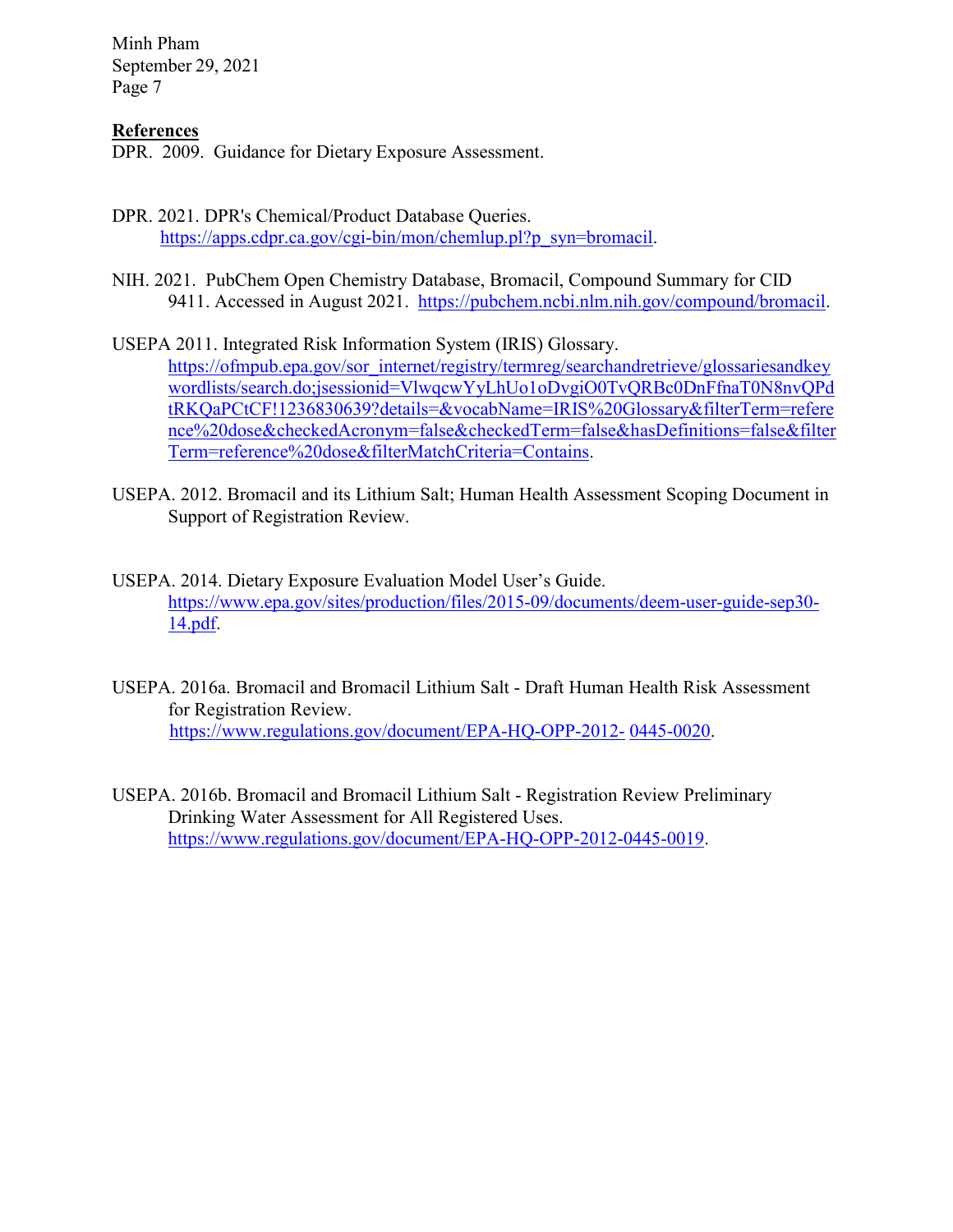**References**

DPR. 2009. Guidance for Dietary Exposure Assessment.

DPR. 2021. DPR's Chemical/Product Database Queries. https://apps.cdpr.ca.gov/cgi-bin/mon/chemlup.pl?p_syn=bromacil.

NIH. 2021. PubChem Open Chemistry Database, Bromacil, Compound Summary for CID 9411. Accessed in August 2021. https://pubchem.ncbi.nlm.nih.gov/compound/bromacil.

USEPA 2011. Integrated Risk Information System (IRIS) Glossary. https://ofmpub.epa.gov/sor_internet/registry/termreg/searchandretrieve/glossariesandkeywordlists/search.do;jsessionid=VlwqcwYyLhUo1oDvgiO0TvQRBc0DnFfnaT0N8nvQPdtRKQaPCtCF!1236830639?details=&vocabName=IRIS%20Glossary&filterTerm=reference%20dose&checkedAcronym=false&checkedTerm=false&hasDefinitions=false&filterTerm=reference%20dose&filterMatchCriteria=Contains.

USEPA. 2012. Bromacil and its Lithium Salt; Human Health Assessment Scoping Document in Support of Registration Review.

USEPA. 2014. Dietary Exposure Evaluation Model User's Guide. https://www.epa.gov/sites/production/files/2015-09/documents/deem-user-guide-sep30-14.pdf.

USEPA. 2016a. Bromacil and Bromacil Lithium Salt - Draft Human Health Risk Assessment for Registration Review. https://www.regulations.gov/document/EPA-HQ-OPP-2012-0445-0020.

USEPA. 2016b. Bromacil and Bromacil Lithium Salt - Registration Review Preliminary Drinking Water Assessment for All Registered Uses. https://www.regulations.gov/document/EPA-HQ-OPP-2012-0445-0019.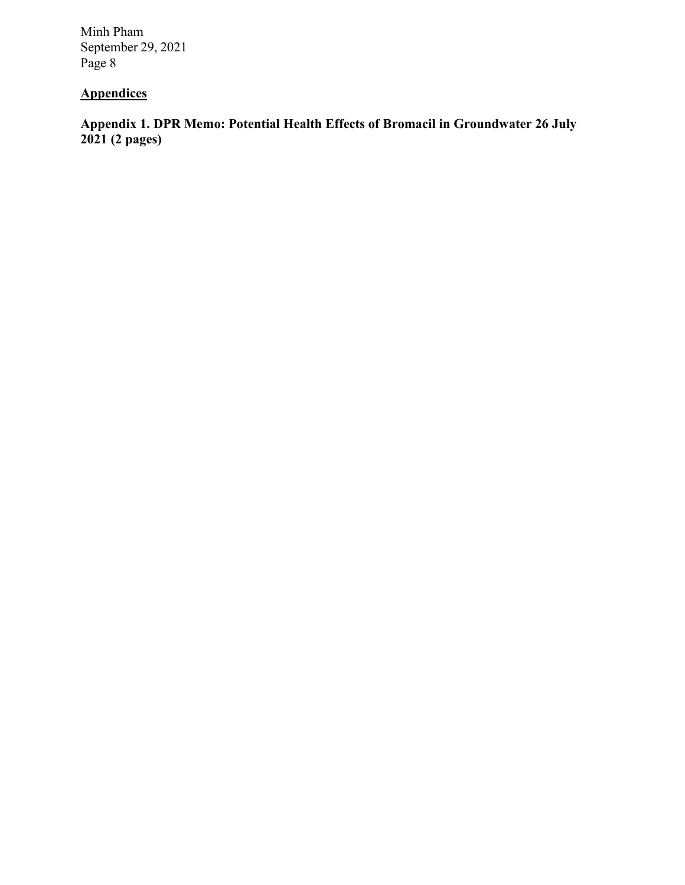## Appendices

**Appendix 1. DPR Memo: Potential Health Effects of Bromacil in Groundwater 26 July 2021 (2 pages)**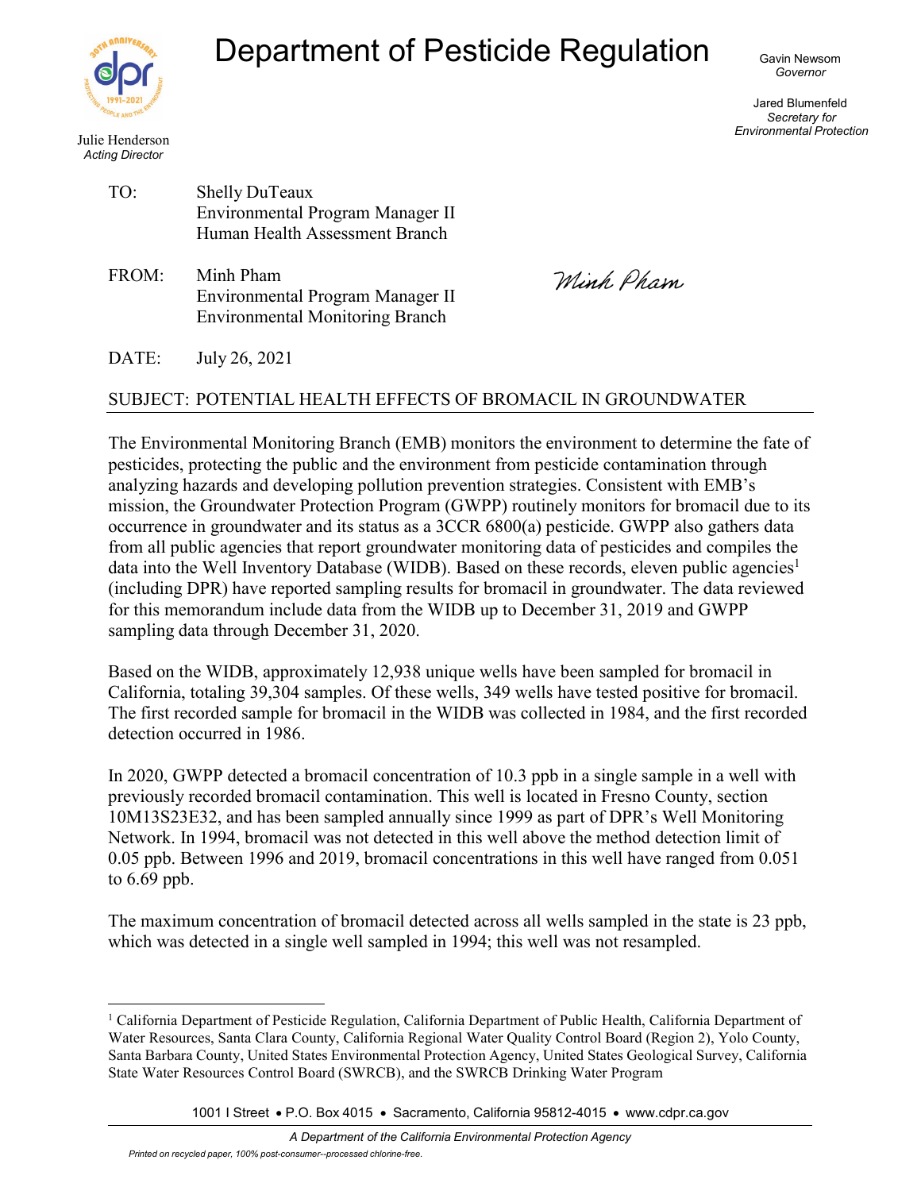# Department of Pesticide Regulation

Julie Henderson
*Acting Director*

Gavin Newsom
*Governor*

Jared Blumenfeld
*Secretary for Environmental Protection*

TO: Shelly DuTeaux
Environmental Program Manager II
Human Health Assessment Branch

FROM: Minh Pham
Environmental Program Manager II
Environmental Monitoring Branch

*Minh Pham*

DATE: July 26, 2021

SUBJECT: POTENTIAL HEALTH EFFECTS OF BROMACIL IN GROUNDWATER

The Environmental Monitoring Branch (EMB) monitors the environment to determine the fate of pesticides, protecting the public and the environment from pesticide contamination through analyzing hazards and developing pollution prevention strategies. Consistent with EMB's mission, the Groundwater Protection Program (GWPP) routinely monitors for bromacil due to its occurrence in groundwater and its status as a 3CCR 6800(a) pesticide. GWPP also gathers data from all public agencies that report groundwater monitoring data of pesticides and compiles the data into the Well Inventory Database (WIDB). Based on these records, eleven public agencies[1] (including DPR) have reported sampling results for bromacil in groundwater. The data reviewed for this memorandum include data from the WIDB up to December 31, 2019 and GWPP sampling data through December 31, 2020.

Based on the WIDB, approximately 12,938 unique wells have been sampled for bromacil in California, totaling 39,304 samples. Of these wells, 349 wells have tested positive for bromacil. The first recorded sample for bromacil in the WIDB was collected in 1984, and the first recorded detection occurred in 1986.

In 2020, GWPP detected a bromacil concentration of 10.3 ppb in a single sample in a well with previously recorded bromacil contamination. This well is located in Fresno County, section 10M13S23E32, and has been sampled annually since 1999 as part of DPR's Well Monitoring Network. In 1994, bromacil was not detected in this well above the method detection limit of 0.05 ppb. Between 1996 and 2019, bromacil concentrations in this well have ranged from 0.051 to 6.69 ppb.

The maximum concentration of bromacil detected across all wells sampled in the state is 23 ppb, which was detected in a single well sampled in 1994; this well was not resampled.

[1] California Department of Pesticide Regulation, California Department of Public Health, California Department of Water Resources, Santa Clara County, California Regional Water Quality Control Board (Region 2), Yolo County, Santa Barbara County, United States Environmental Protection Agency, United States Geological Survey, California State Water Resources Control Board (SWRCB), and the SWRCB Drinking Water Program

1001 I Street • P.O. Box 4015 • Sacramento, California 95812-4015 • www.cdpr.ca.gov

*A Department of the California Environmental Protection Agency*

*Printed on recycled paper, 100% post-consumer--processed chlorine-free.*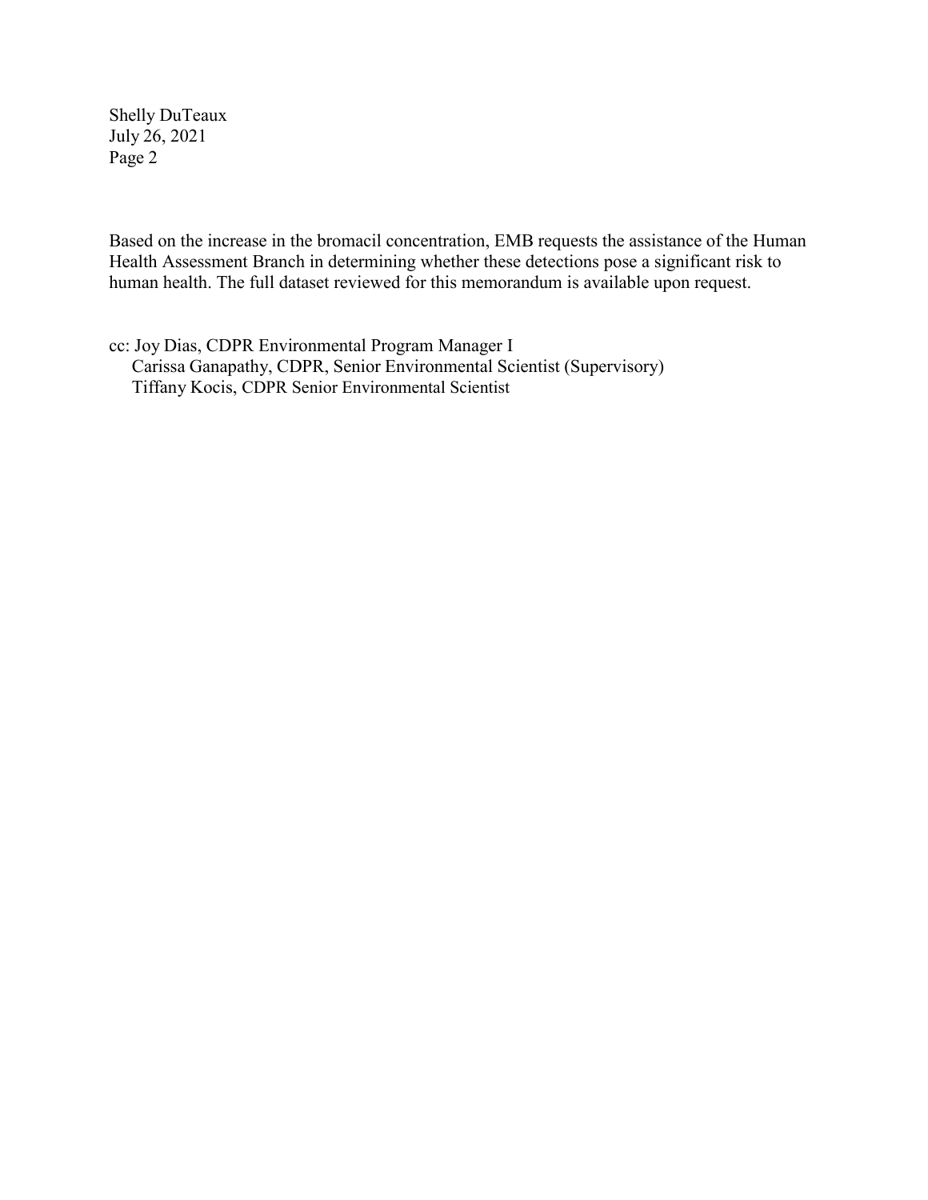Based on the increase in the bromacil concentration, EMB requests the assistance of the Human Health Assessment Branch in determining whether these detections pose a significant risk to human health. The full dataset reviewed for this memorandum is available upon request.

cc: Joy Dias, CDPR Environmental Program Manager I
Carissa Ganapathy, CDPR, Senior Environmental Scientist (Supervisory)
Tiffany Kocis, CDPR Senior Environmental Scientist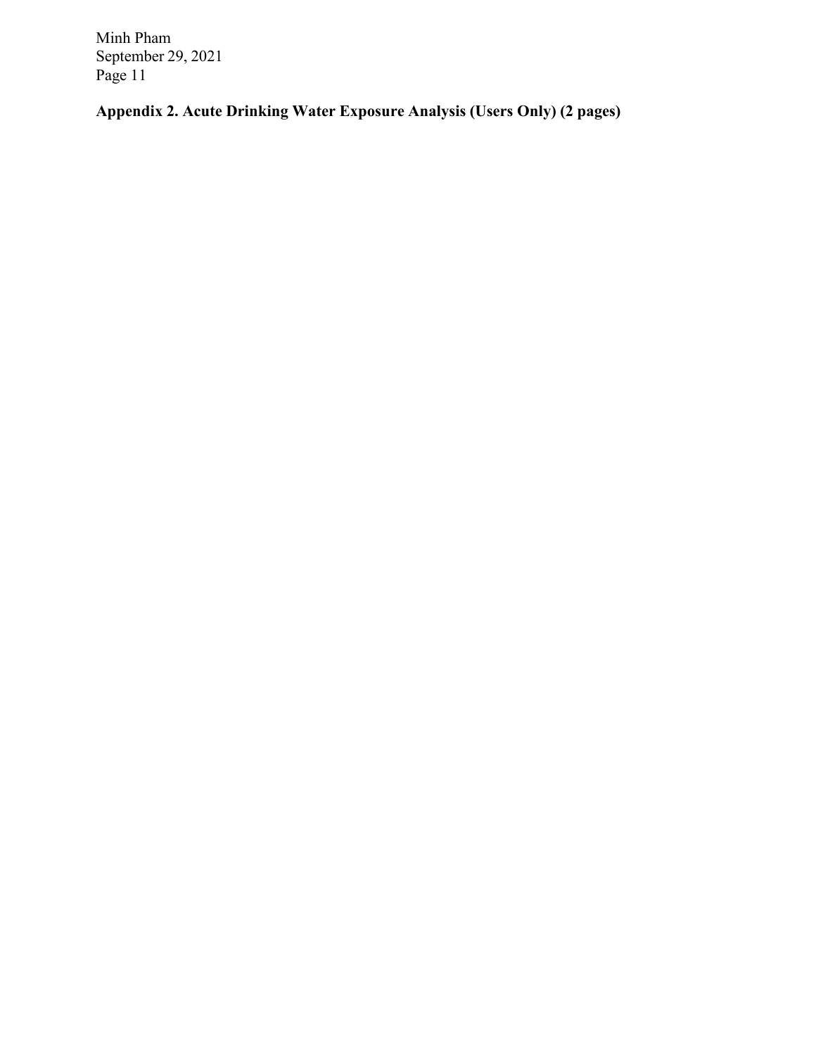**Appendix 2. Acute Drinking Water Exposure Analysis (Users Only) (2 pages)**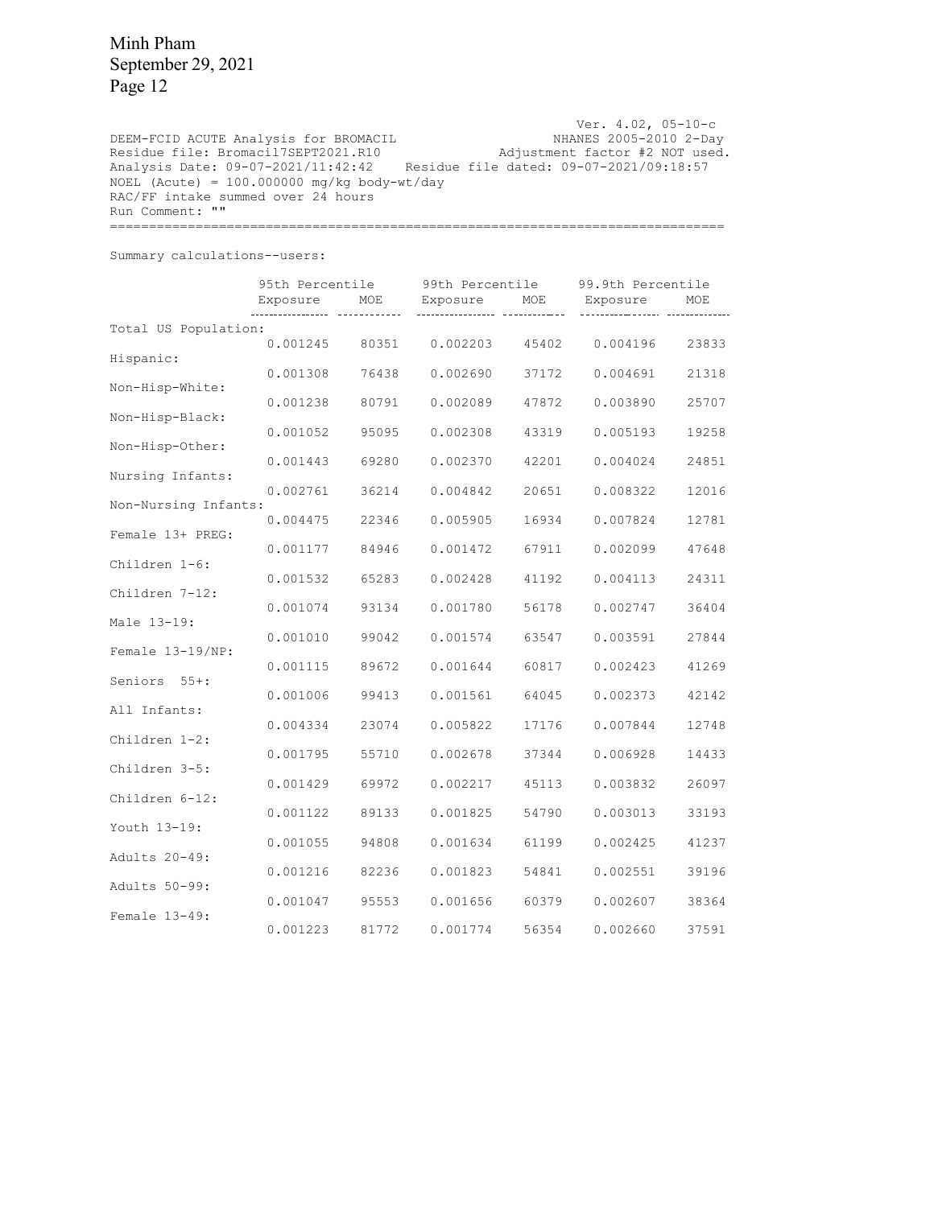```
                                                        Ver. 4.02, 05-10-c
DEEM-FCID ACUTE Analysis for BROMACIL                   NHANES 2005-2010 2-Day
Residue file: Bromacil7SEPT2021.R10                Adjustment factor #2 NOT used.
Analysis Date: 09-07-2021/11:42:42    Residue file dated: 09-07-2021/09:18:57
NOEL (Acute) = 100.000000 mg/kg body-wt/day
RAC/FF intake summed over 24 hours
Run Comment: ""
===============================================================================
```

Summary calculations--users:

| | 95th Percentile | | 99th Percentile | | 99.9th Percentile | |
|---|---|---|---|---|---|---|
| | Exposure | MOE | Exposure | MOE | Exposure | MOE |
| Total US Population: | 0.001245 | 80351 | 0.002203 | 45402 | 0.004196 | 23833 |
| Hispanic: | 0.001308 | 76438 | 0.002690 | 37172 | 0.004691 | 21318 |
| Non-Hisp-White: | 0.001238 | 80791 | 0.002089 | 47872 | 0.003890 | 25707 |
| Non-Hisp-Black: | 0.001052 | 95095 | 0.002308 | 43319 | 0.005193 | 19258 |
| Non-Hisp-Other: | 0.001443 | 69280 | 0.002370 | 42201 | 0.004024 | 24851 |
| Nursing Infants: | 0.002761 | 36214 | 0.004842 | 20651 | 0.008322 | 12016 |
| Non-Nursing Infants: | 0.004475 | 22346 | 0.005905 | 16934 | 0.007824 | 12781 |
| Female 13+ PREG: | 0.001177 | 84946 | 0.001472 | 67911 | 0.002099 | 47648 |
| Children 1-6: | 0.001532 | 65283 | 0.002428 | 41192 | 0.004113 | 24311 |
| Children 7-12: | 0.001074 | 93134 | 0.001780 | 56178 | 0.002747 | 36404 |
| Male 13-19: | 0.001010 | 99042 | 0.001574 | 63547 | 0.003591 | 27844 |
| Female 13-19/NP: | 0.001115 | 89672 | 0.001644 | 60817 | 0.002423 | 41269 |
| Seniors 55+: | 0.001006 | 99413 | 0.001561 | 64045 | 0.002373 | 42142 |
| All Infants: | 0.004334 | 23074 | 0.005822 | 17176 | 0.007844 | 12748 |
| Children 1-2: | 0.001795 | 55710 | 0.002678 | 37344 | 0.006928 | 14433 |
| Children 3-5: | 0.001429 | 69972 | 0.002217 | 45113 | 0.003832 | 26097 |
| Children 6-12: | 0.001122 | 89133 | 0.001825 | 54790 | 0.003013 | 33193 |
| Youth 13-19: | 0.001055 | 94808 | 0.001634 | 61199 | 0.002425 | 41237 |
| Adults 20-49: | 0.001216 | 82236 | 0.001823 | 54841 | 0.002551 | 39196 |
| Adults 50-99: | 0.001047 | 95553 | 0.001656 | 60379 | 0.002607 | 38364 |
| Female 13-49: | 0.001223 | 81772 | 0.001774 | 56354 | 0.002660 | 37591 |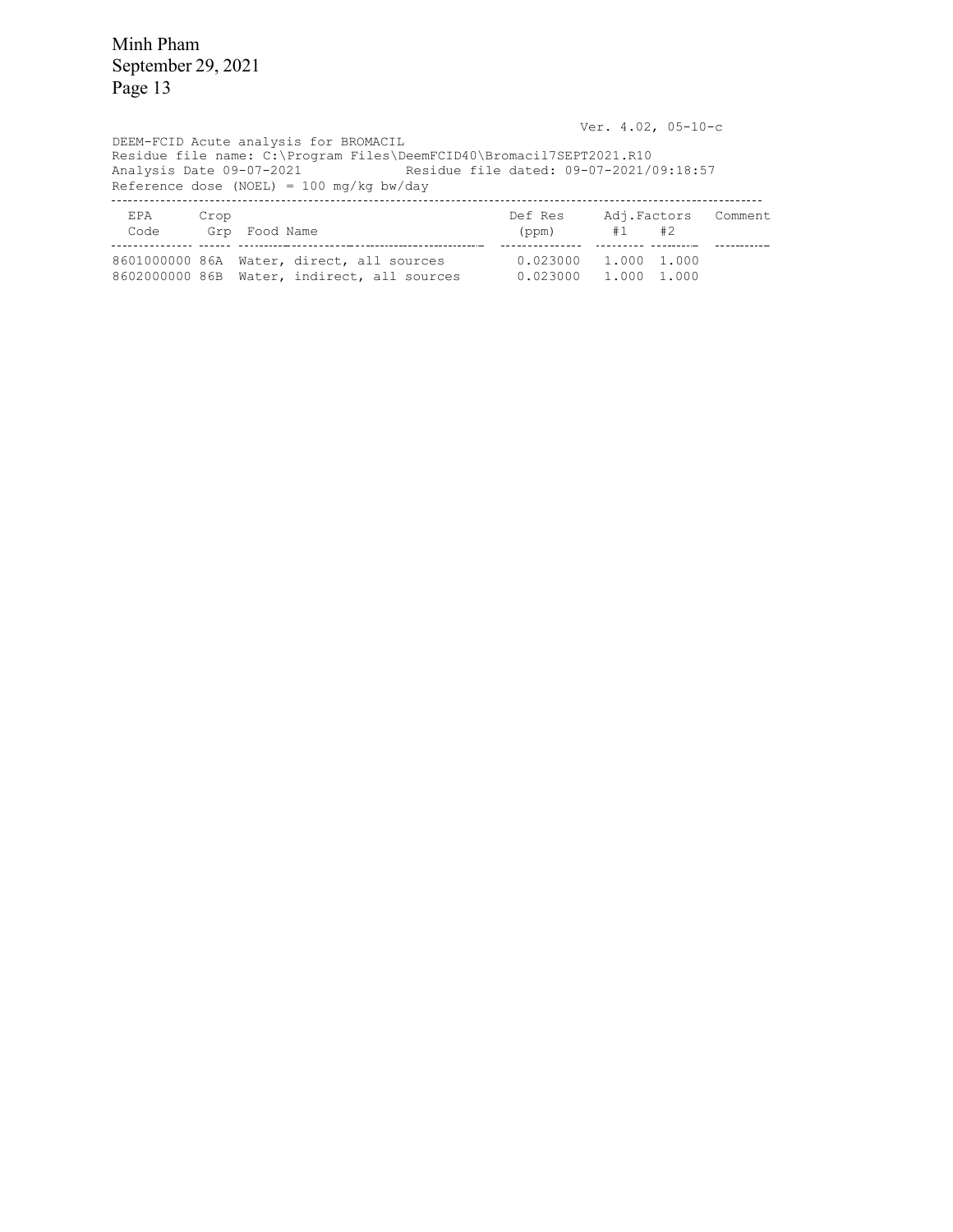Ver. 4.02, 05-10-c

DEEM-FCID Acute analysis for BROMACIL
Residue file name: C:\Program Files\DeemFCID40\Bromacil7SEPT2021.R10
Analysis Date 09-07-2021            Residue file dated: 09-07-2021/09:18:57
Reference dose (NOEL) = 100 mg/kg bw/day

| EPA Code | Crop Grp | Food Name | Def Res (ppm) | Adj.Factors #1 | Adj.Factors #2 | Comment |
|---|---|---|---|---|---|---|
| 8601000000 | 86A | Water, direct, all sources | 0.023000 | 1.000 | 1.000 | |
| 8602000000 | 86B | Water, indirect, all sources | 0.023000 | 1.000 | 1.000 | |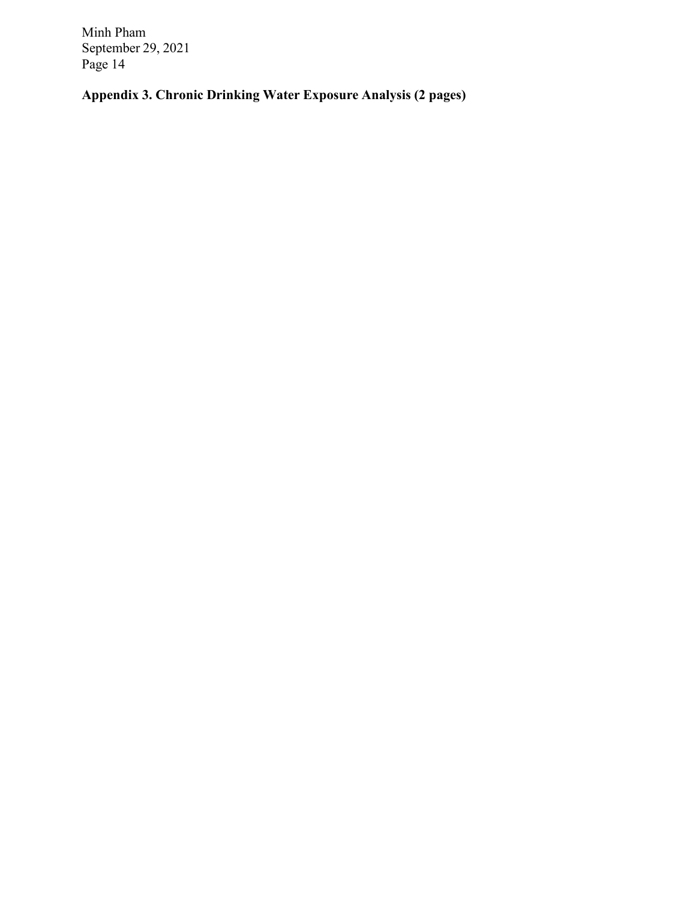**Appendix 3. Chronic Drinking Water Exposure Analysis (2 pages)**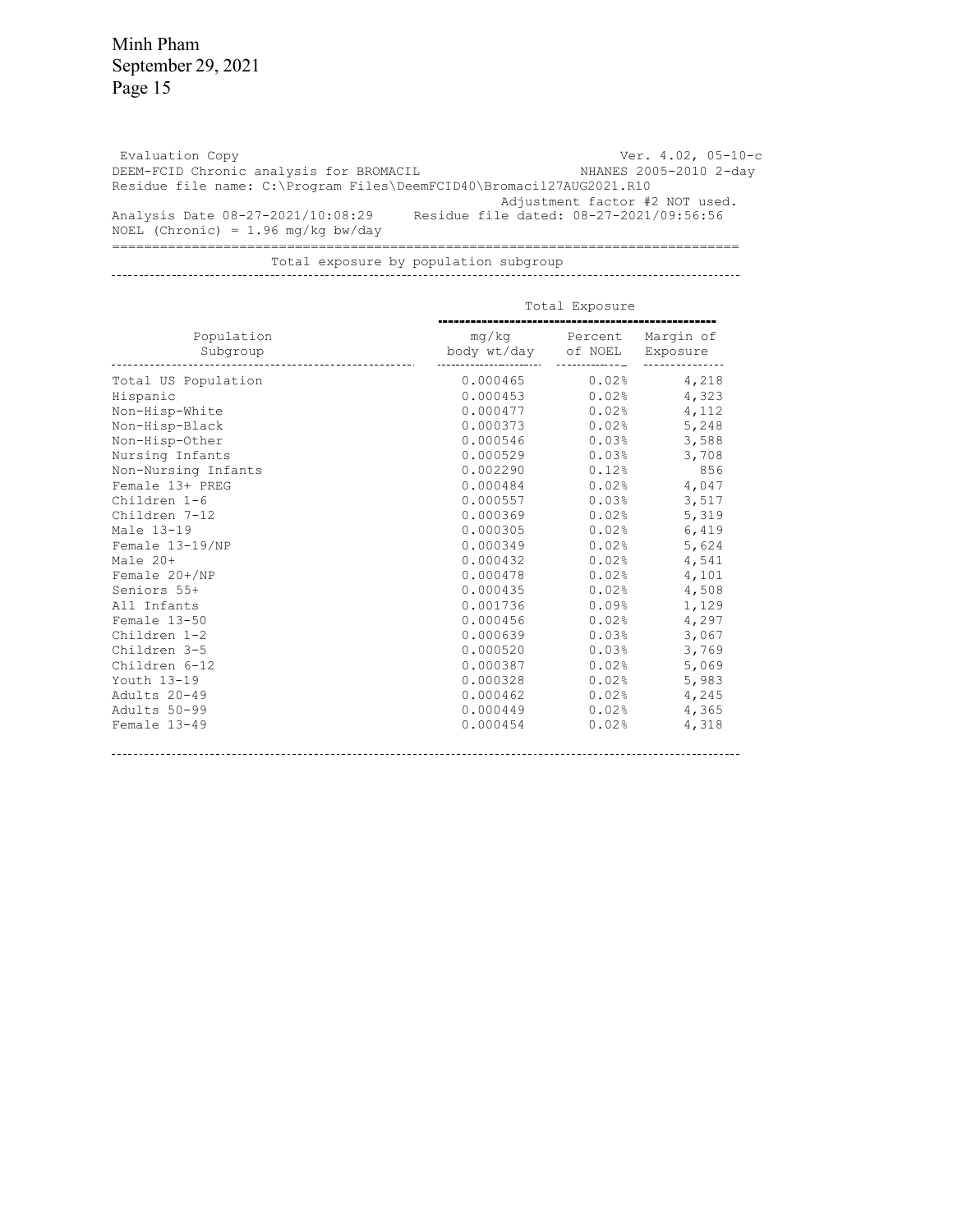Evaluation Copy                                                Ver. 4.02, 05-10-c
DEEM-FCID Chronic analysis for BROMACIL                        NHANES 2005-2010 2-day
Residue file name: C:\Program Files\DeemFCID40\Bromacil27AUG2021.R10
Adjustment factor #2 NOT used.
Analysis Date 08-27-2021/10:08:29     Residue file dated: 08-27-2021/09:56:56
NOEL (Chronic) = 1.96 mg/kg bw/day

Total exposure by population subgroup

| Population Subgroup | Total Exposure | | |
|---|---|---|---|
| | mg/kg body wt/day | Percent of NOEL | Margin of Exposure |
| Total US Population | 0.000465 | 0.02% | 4,218 |
| Hispanic | 0.000453 | 0.02% | 4,323 |
| Non-Hisp-White | 0.000477 | 0.02% | 4,112 |
| Non-Hisp-Black | 0.000373 | 0.02% | 5,248 |
| Non-Hisp-Other | 0.000546 | 0.03% | 3,588 |
| Nursing Infants | 0.000529 | 0.03% | 3,708 |
| Non-Nursing Infants | 0.002290 | 0.12% | 856 |
| Female 13+ PREG | 0.000484 | 0.02% | 4,047 |
| Children 1-6 | 0.000557 | 0.03% | 3,517 |
| Children 7-12 | 0.000369 | 0.02% | 5,319 |
| Male 13-19 | 0.000305 | 0.02% | 6,419 |
| Female 13-19/NP | 0.000349 | 0.02% | 5,624 |
| Male 20+ | 0.000432 | 0.02% | 4,541 |
| Female 20+/NP | 0.000478 | 0.02% | 4,101 |
| Seniors 55+ | 0.000435 | 0.02% | 4,508 |
| All Infants | 0.001736 | 0.09% | 1,129 |
| Female 13-50 | 0.000456 | 0.02% | 4,297 |
| Children 1-2 | 0.000639 | 0.03% | 3,067 |
| Children 3-5 | 0.000520 | 0.03% | 3,769 |
| Children 6-12 | 0.000387 | 0.02% | 5,069 |
| Youth 13-19 | 0.000328 | 0.02% | 5,983 |
| Adults 20-49 | 0.000462 | 0.02% | 4,245 |
| Adults 50-99 | 0.000449 | 0.02% | 4,365 |
| Female 13-49 | 0.000454 | 0.02% | 4,318 |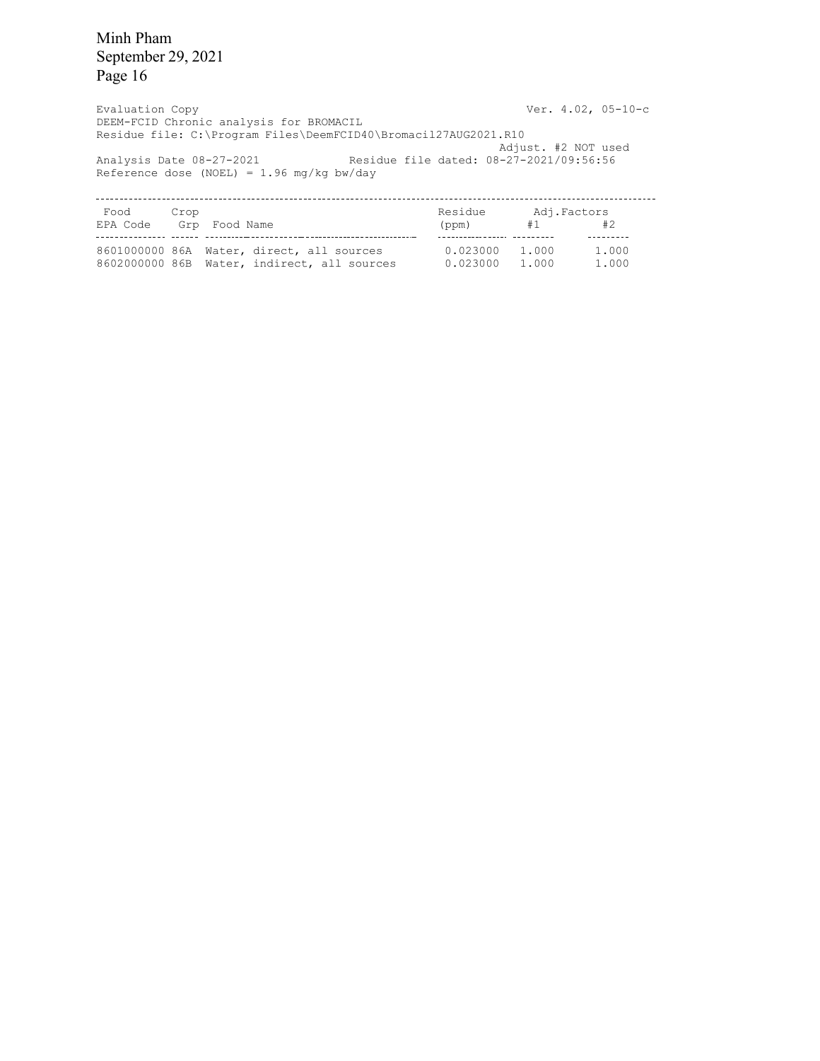Evaluation Copy Ver. 4.02, 05-10-c
DEEM-FCID Chronic analysis for BROMACIL
Residue file: C:\Program Files\DeemFCID40\Bromacil27AUG2021.R10
Adjust. #2 NOT used
Analysis Date 08-27-2021 Residue file dated: 08-27-2021/09:56:56
Reference dose (NOEL) = 1.96 mg/kg bw/day

| Food EPA Code | Crop Grp | Food Name | Residue (ppm) | Adj.Factors #1 | #2 |
|---|---|---|---|---|---|
| 8601000000 | 86A | Water, direct, all sources | 0.023000 | 1.000 | 1.000 |
| 8602000000 | 86B | Water, indirect, all sources | 0.023000 | 1.000 | 1.000 |